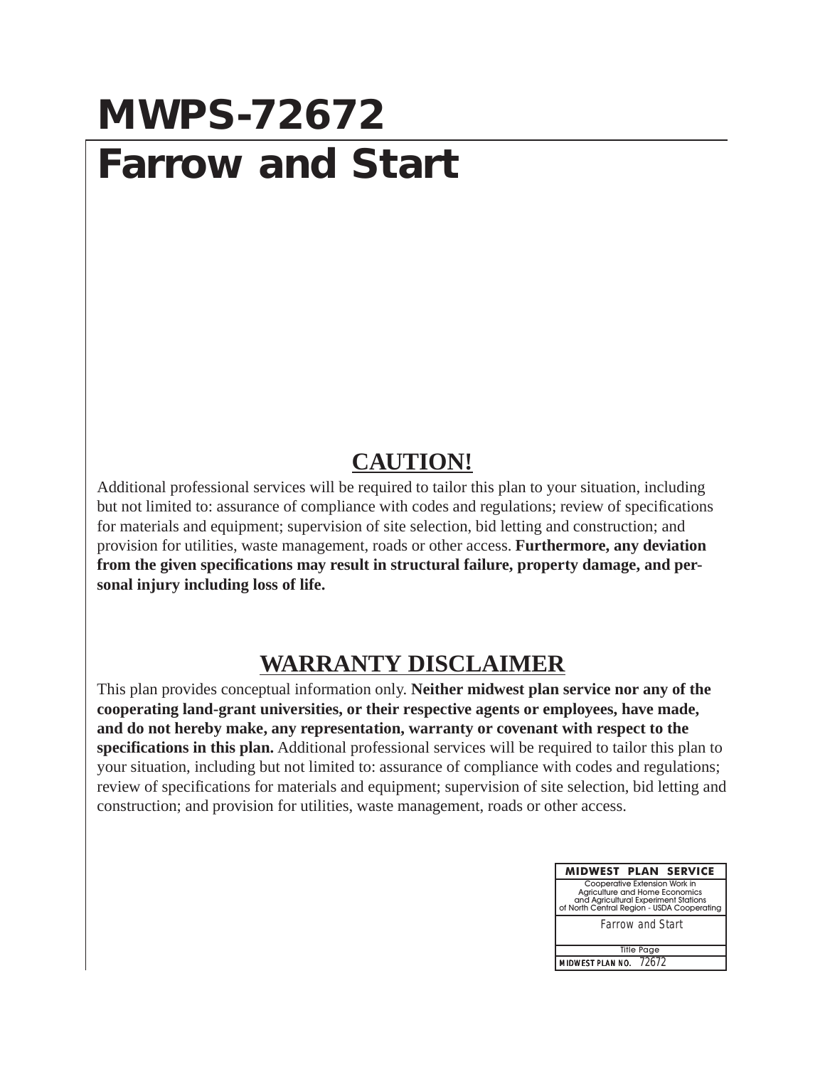# MWPS-72672

# Farrow and Start

## CAUTION!

Additional professional services will be required to tailor this plan to your situation, including but not limited to: assurance of compliance with codes and regulations; review of specifications for materials and equipment; supervision of site selection, bid letting and construction; and provision for utilities, waste management, roads or other access. **Furthermore, any deviation from the given specifications may result in structural failure, property damage, and personal injury including loss of life.**

## WARRANTY DISCLAIMER

This plan provides conceptual information only. **Neither midwest plan service nor any of the cooperating land-grant universities, or their respective agents or employees, have made, and do not hereby make, any representation, warranty or covenant with respect to the specifications in this plan.** Additional professional services will be required to tailor this plan to your situation, including but not limited to: assurance of compliance with codes and regulations; review of specifications for materials and equipment; supervision of site selection, bid letting and construction; and provision for utilities, waste management, roads or other access.

| MIDWEST PLAN SERVICE |
| --- |
| Cooperative Extension Work in Agriculture and Home Economics and Agricultural Experiment Stations of North Central Region - USDA Cooperating |
| *Farrow and Start* |
| Title Page |
| **MIDWEST PLAN NO.** 72672 |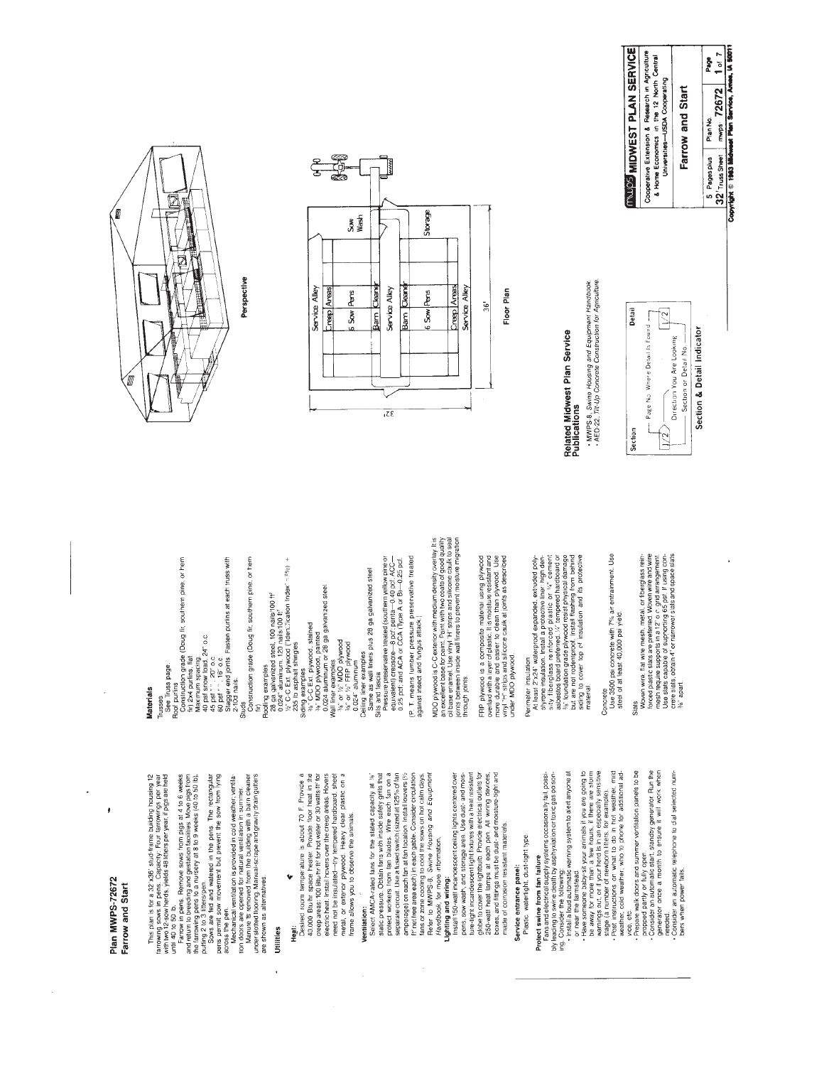# Plan MWPS-72672
## Farrow and Start

This plan is for a 32'x36' stud-frame building housing 12 farrowing sows in pens. Capacity: Four farrowings per year with two 12-sow herds, yields 48 litters per year, if pigs are held until 40 to 50 lb.

Farrow in pens. Remove sows from pigs at 4 to 6 weeks and return to breeding and gestation facilities. Move pigs from the farrowing pens to a nursery at 8 to 9 weeks (40 to 50 lb), putting 2 to 3 litters/pen.

Sows are fed and watered in the pens. The rectangular pens permit sow movement but prevent the sow from lying across the pen.

Mechanical ventilation is provided in cold weather; ventilation doors are opened for natural ventilation in summer.

Manure is removed from the building with a barn cleaner under slotted flooring. Manual-scrape and gravity drain gutters are shown as alternatives.

## Utilities

**Heat:**
Desired room temperature is about 70 F. Provide a 43,000 Btu/hr space heater. Provide floor heat in the creep areas: 100 Btu/hr·ft² for hot water or 30 watts/ft² for electric heat. Install hovers over the creep areas. Hovers need not be insulated—try tempered hardboard, sheet metal, or exterior plywood. Heavy clear plastic on a frame allows you to observe the animals.

**Ventilation:**
Select AMCA-rated fans for the stated capacity at ⅛" static pressure. Obtain fans with inside safety grills that protect workers from fan blades. Wire each fan on a separate circuit. Use a fused switch sized at 125% of fan amperage) on each fan at fan location. Install louvers (1½ ft² net free area each) in each gable. Consider circulation fans or zone cooling to cool the sows on hot calm days. Refer to MWPS-8, *Swine Housing and Equipment Handbook*, for more information.

**Lighting and wiring:**
Install 150-watt incandescent ceiling lights centered over pens, sow wash, and storage area. Use dust- and moisture-tight incandescent light fixtures with a heat resistant globe to cover the lightbulb. Provide electrical outlets for 250-watt heat lamps at each pen. All wiring, devices, boxes, and fittings must be dust- and moisture-tight and made of corrosion resistant materials.

**Service entrance panel:**
Plastic, watertight, dust-tight type.

**Protect swine from fan failure**
Fans and electrical supply systems occasionally fail, possibly leading to swine death by asphyxiation or toxic gas poisoning. Consider the following:

- Install a loud automatic warning system to alert anyone at or near the farmstead.
- Have someone baby-sit your animals if you are going to be away for more than a few hours, if there are storm warnings out, or if your herd is in an especially sensitive stage (a number of newborn litters, for example).
- Post instructions on what to do in hot weather, mild weather, cold weather; who to phone for additional advice, etc.
- Prepare walk doors and summer ventilation panels to be dropped partly or fully open.
- Consider an automatic start, standby generator. Run the generator once a month to ensure it will work when needed.
- Consider an automatic telephone to dial selected numbers when power fails.

## Materials

Trusses
See Truss page.

Roof purlins
Construction grade (Doug fir, southern pine, or hem fir) 2x4 purlins, flat
Maximum spacing:
40 psf snow load, 24" o.c.
45 psf " " , 20" o.c.
60 psf " " , 16" o.c.
Stagger end joints. Fasten purlins at each truss with 2-10d nails.

Studs
Construction grade (Doug fir, southern pine, or hem fir)

Roofing examples
28 ga galvanized steel, 100 nails/100 ft²
0.024" aluminum, 120 nails/100 ft²
½" C-C Ext. plywood (*Identification Index* – ²⁴/₀) + 235 lb asphalt shingles

Siding examples
⅜" C-C Ext. plywood, stained
⅜" MDO plywood, painted
0.024 aluminum or 28 ga galvanized steel

Wall liner examples
⅜" or ½" MDO plywood
⅜" or ½" FRP plywood
0.024" aluminum

Ceiling liner examples
Same as wall liners plus 28 ga galvanized steel

Sills and fascia
Pressure preservative treated (southern yellow pine or equivalent) creosote—8 pcf; penta—0.40 pcf; ACC—0.25 pcf; and ACA or CCA (Type A or B)—0.25 pcf.

(P. T. means lumber pressure preservative treated against insect and fungus attack.)

MDO plywood is C-C Exterior with medium density overlay. It is an excellent base for paint. Paint with two coats of good quality oil base enamel. Use vinyl "H" strips and silicone caulk to seal joints between inside wall liners to prevent moisture migration through joints.

FRP plywood is a composite material using plywood overlaid with a layer of plastic. It is moisture resistant and more durable and easier to clean than plywood. Use vinyl "H" strips and silicone caulk at joints as described under MDO plywood.

Perimeter insulation
At least 2'x24" waterproof expanded, extruded polystyrene insulation. Install a protective liner: high density fiberglass reinforced plastic or ½" cement asbestos board preferred; ¼" tempered hardboard or ⅝" foundation grade plywood resist physical damage but are not rodentproof. Install flashing from behind siding to cover top of insulation and its protective material.

Concrete
Use 3500 psi concrete with 7% air entrainment. Use steel of at least 40,000 psi yield.

Slats
Woven wire, flat wire mesh, metal, or fiberglass reinforced plastic slats are preferred. Woven wire and wire mesh require supports in a 12" o. c. grid arrangement. Use slats capable of supporting 65 psf. If using concrete slats, obtain 4" or narrower slats and space slats ⅜" apart.

Perspective

| Service Alley | | |
|---|---|---|
| Creep Areas | | |
| 6 Sow Pens | | Sow Wash |
| Barn Cleaner | | |
| Service Alley | | |
| Barn Cleaner | | |
| 6 Sow Pens | | Storage |
| Creep Areas | | |
| Service Alley | | |

32' × 36'

Floor Plan

## Related Midwest Plan Service Publications

- MWPS-8, *Swine Housing and Equipment Handbook*
- AED-22, *Tilt-Up Concrete Construction for Agriculture.*

Section — Page No. Where Detail Is Found — Direction You Are Looking — Section or Detail No. — Detail

Section & Detail Indicator

**MWPS MIDWEST PLAN SERVICE**

Cooperative Extension & Research in Agriculture & Home Economics in the 12 North Central Universities—USDA Cooperating

**Farrow and Start**

| 5 Pages plus 32' Truss Sheet | Plan No. mwps-72672 | Page 1 of 7 |
|---|---|---|

Copyright © 1983 Midwest Plan Service, Ames, IA 50011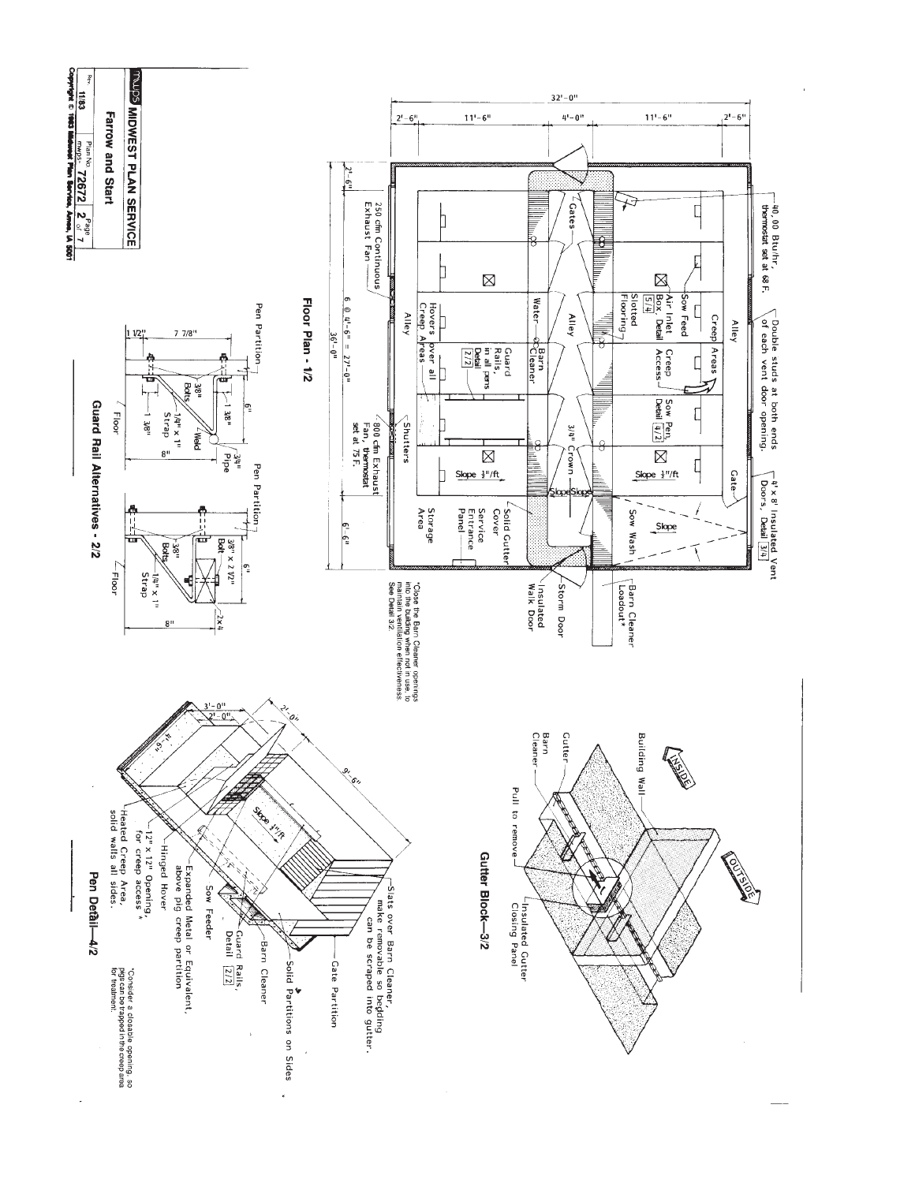# Floor Plan - 1/2

32'-0"

2'-6" | 11'-6" | 4'-0" | 11'-6" | 2'-6"

40,00 Btu/hr, thermostat set at 68 F.

Double studs at both ends of each vent door opening.

4' x 8' Insulated Vent Doors, Detail 3/4

Alley

Creep Areas

Gate

Sow Feed

Air Inlet Box, Detail 5/4

Slotted Flooring

Creep Access

Sow Pen, Detail 4/2

Slope 1/2"/ft

Sow Wash

Slope

Gates

Alley

3/4" Crown

Slope Slope

Barn Cleaner Loadout*

Water

Barn Cleaner

Guard Rails, in all pens Detail 2/2

Hovers over all Creep Areas

Alley

Shutters

Solid Gutter Cover

Service Entrance Panel

Storage Area

Storm Door

Insulated Walk Door

250 cfm Continuous Exhaust Fan

800 cfm Exhaust Fan, thermostat set at 75 F.

2'-6" | 6 @ 4'-6" = 27'-0" | 6'-6"

36'-0"

*Close the Barn Cleaner openings into the building when not in use, to maintain ventilation effectiveness. See Detail 3/2.

# Gutter Block—3/2

INSIDE

OUTSIDE

Building Wall

Gutter

Barn Cleaner

Pull to remove

Insulated Gutter Closing Panel

# Guard Rail Alternatives - 2/2

Pen Partition

1 1/2" | 7 7/8"

3/8" Bolts

1 3/8"

1 3/8"

1/4" x 1" Strap

Weld

3/4" Pipe

6"

8"

Floor

Pen Partition

3/8" x 2 1/2" Bolt

3/8" Bolts

1/4" x 1" Strap

2x4

6"

8"

Floor

# Pen Detail—4/2

3'-0"

2'-0"

4'-6"

2'-0"

9'-6"

Slope 1/2"/ft

Slats over Barn Cleaner, make removable so bedding can be scraped into gutter.

Gate Partition

Solid Partitions on Sides

Barn Cleaner

Guard Rails, Detail 2/2

Sow Feeder

Expanded Metal or Equivalent, above pig creep partition

Hinged Hover

12" x 12" Opening, for creep access *

Heated Creep Area, solid walls all sides.

*Consider a closable opening, so pigs can be trapped in the creep area for treatment.

mwps MIDWEST PLAN SERVICE

Farrow and Start

| Rev. | Plan No. | Page |
|---|---|---|
| 11/83 | mwps- 72672 | 2 of 7 |

Copyright © 1983 Midwest Plan Service, Ames, IA 5001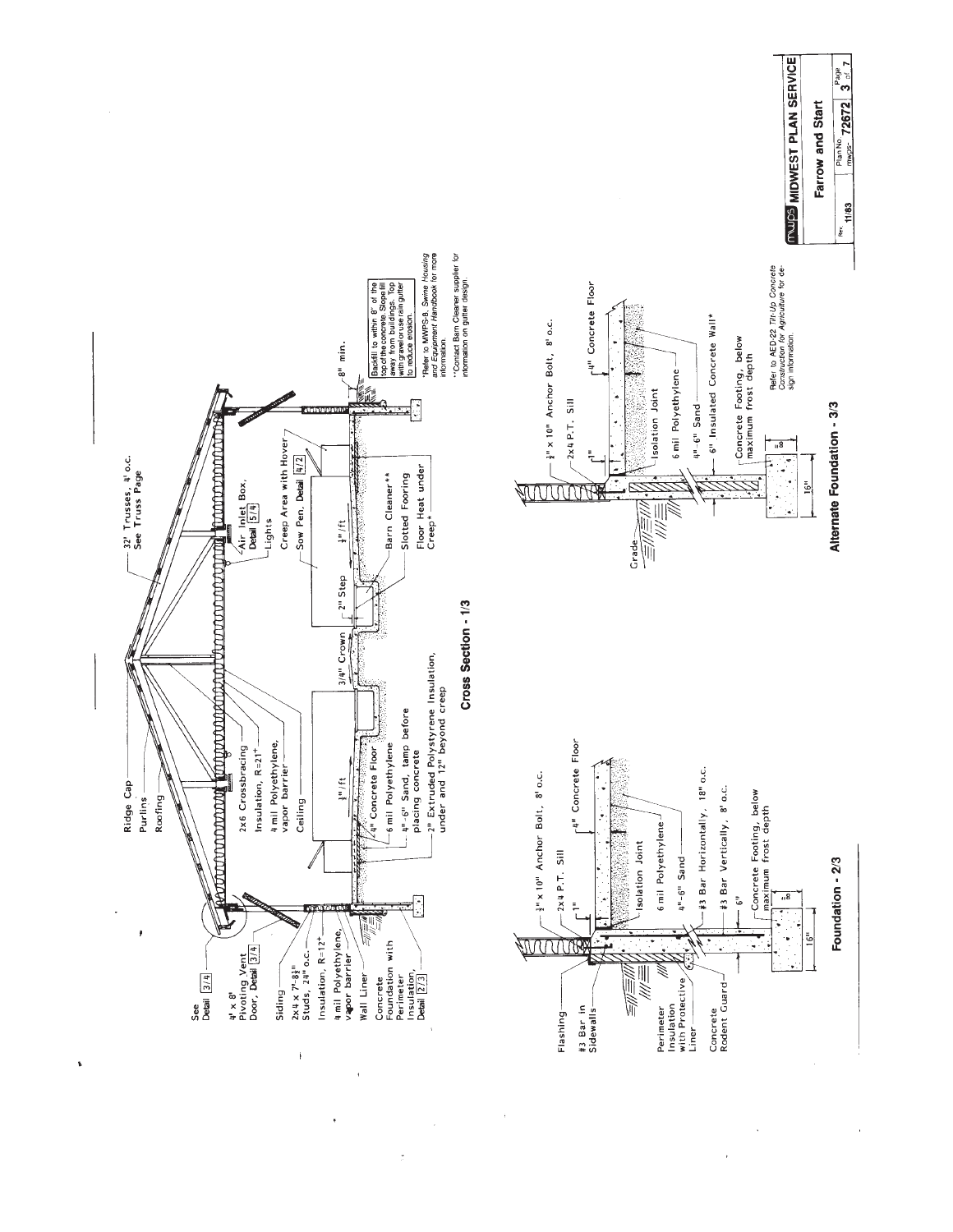## Cross Section - 1/3

See Detail 3/4

4' x 8' Pivoting Vent Door, Detail 3/4

Siding

2x4 x 7'-8½" Studs, 24" o.c.

Insulation, R=12+

4 mil Polyethylene, vapor barrier

Wall Liner

Concrete Foundation with Perimeter Insulation, Detail 2/3

Ridge Cap

Purlins

Roofing

2x6 Crossbracing

Insulation, R=21+

4 mil Polyethylene, vapor barrier

Ceiling

¼"/ft

4" Concrete Floor

6 mil Polyethylene

4"-6" Sand, tamp before placing concrete

2" Extruded Polystyrene Insulation, under and 12" beyond creep

3/4" Crown

2" Step

¼"/ft

32' Trusses, 4' o.c. See Truss Page

Air Inlet Box, Detail 5/4

Lights

Creep Area with Hover

Sow Pen, Detail 4/2

Barn Cleaner**

Slotted Flooring

Floor Heat under Creep*

8" min.

Backfill to within 8" of the top of the concrete. Slope fill away from buildings. Top with gravel or use rain gutter to reduce erosion.

*Refer to MWPS-8, *Swine Housing and Equipment Handbook* for more information.

**Contact Barn Cleaner supplier for information on gutter design.

## Foundation - 2/3

Flashing

#3 Bar in Sidewalls

Perimeter Insulation with Protective Liner

Concrete Rodent Guard

½" x 10" Anchor Bolt, 8' o.c.

2x4 P.T. Sill

1"

4" Concrete Floor

Isolation Joint

6 mil Polyethylene

4"-6" Sand

#3 Bar Horizontally, 18" o.c.

#3 Bar Vertically, 8' o.c.

6"

Concrete Footing, below maximum frost depth

8"

16"

## Alternate Foundation - 3/3

Grade

½" x 10" Anchor Bolt, 8' o.c.

2x4 P.T. Sill

1"

4" Concrete Floor

Isolation Joint

6 mil Polyethylene

4"-6" Sand

6" Insulated Concrete Wall*

Concrete Footing, below maximum frost depth

8"

16"

Refer to AED-22 *Tilt-Up Concrete Construction for Agriculture* for design information.

| MWPS MIDWEST PLAN SERVICE | | |
|---|---|---|
| Farrow and Start | | |
| Rev. 11/83 | Plan No. mwps- 72672 | Page 3 of 7 |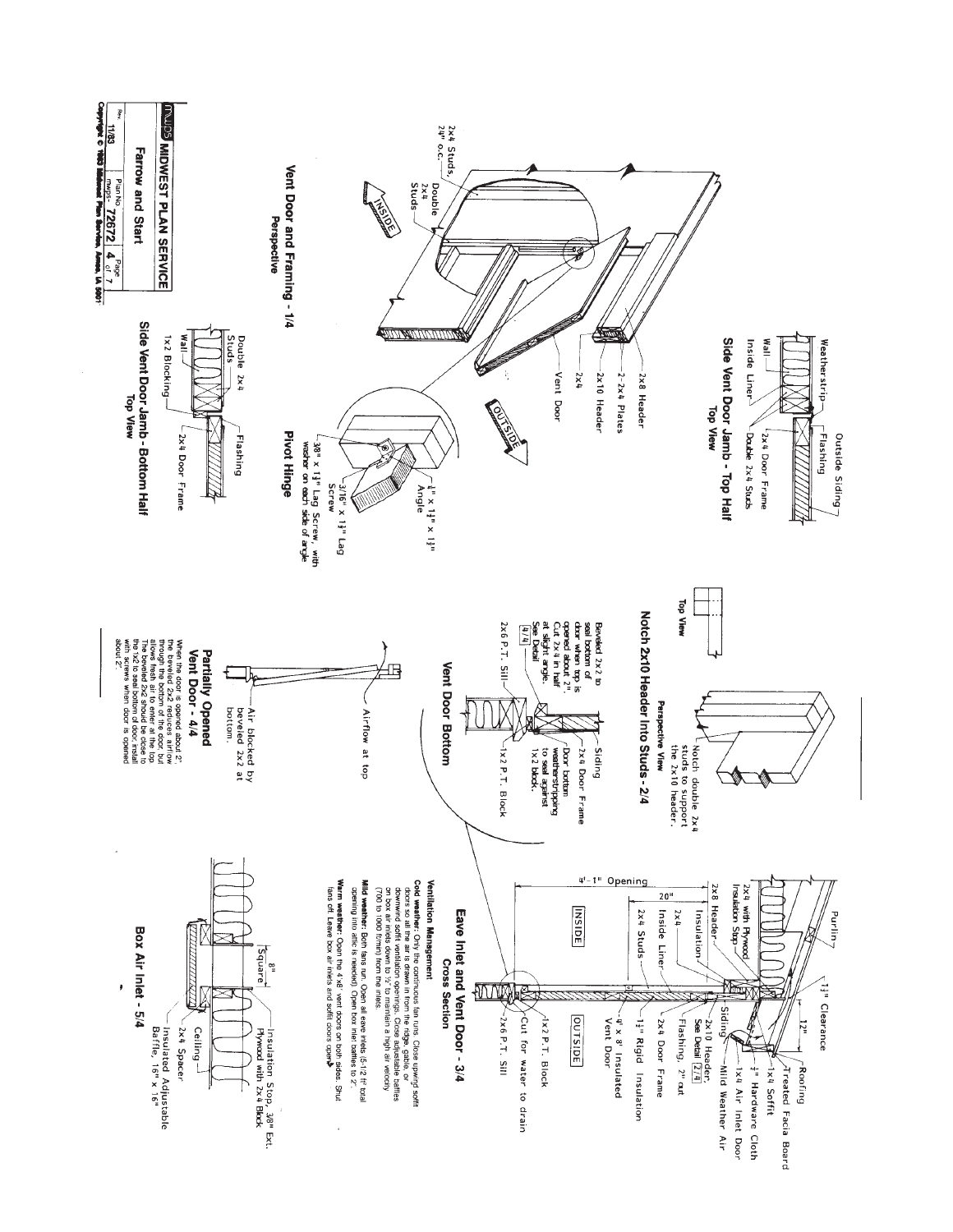# Vent Door and Framing - 1/4

**Perspective**

2x4 Studs, 24" o.c.

Double 2x4 Studs

INSIDE

OUTSIDE

2x8 Header

2-2x4 Plates

2x10 Header

2x4

Vent Door

## Side Vent Door Jamb - Top Half

**Top View**

Weatherstrip

Wall

Inside Liner

Outside Siding

Flashing

2x4 Door Frame

Double 2x4 Studs

## Side Vent Door Jamb - Bottom Half

**Top View**

Wall

Double 2x4 Studs

1x2 Blocking

Flashing

2x4 Door Frame

## Pivot Hinge

1/4" x 1 1/2" x 1 1/2" Angle

3/16" x 1 1/2" Lag Screw

3/8" x 1 1/2" Lag Screw, with washer on each side of angle

# Notch 2x10 Header Into Studs - 2/4

**Top View**

**Perspective View**

Notch double 2x4 studs to support the 2x10 header.

# Vent Door Bottom

Beveled 2x2 to seal bottom of door when top is opened about 2". Cut 2x4 in half at slight angle. See Detail 4/4

Siding

2x4 Door Frame

Door bottom weatherstripping to seal against 1x2 block.

2x6 P.T. Sill

1x2 P.T. Block

# Partially Opened Vent Door - 4/4

Airflow at top

Air blocked by beveled 2x2 at bottom.

When the door is opened about 2", the beveled 2x2 reduces airflow through the bottom of the door, but allows fresh air to enter at the top. The beveled 2x2 should be close to the 1x2 to seal bottom of door, install with screws when door is opened about 2".

# Eave Inlet and Vent Door - 3/4

**Cross Section**

Purlin

1 1/2" Clearance

12"

Roofing

Treated Facia Board

1x4 Soffit

1/4" Hardware Cloth

1x4 Air Inlet Door

Mild Weather Air

2x4 with Plywood Insulation Stop

2x8 Header

Insulation

2x4

Inside Liner

2x4 Studs

Siding

2x10 Header, See Detail 2/4

Flashing, 2" out

2x4 Door Frame

1 1/2" Rigid Insulation

4' x 8' Insulated Vent Door

20"

4'-1" Opening

INSIDE

OUTSIDE

1x2 P.T. Block

Cut for water to drain

2x6 P.T. Sill

## Ventilation Management

**Cold weather:** Only the continuous fan runs. Close upwind soffit doors so all the air is drawn in from the ridge, gable, or downwind soffit ventilation openings. Close adjustable baffles on box air inlets down to 1/2" to maintain a high air velocity (700 to 1000 ft/min) from the inlets.

**Mild weather:** Both fans run. Open all eave inlets (5-1/2 ft² total opening into attic is needed). Open box inlet baffles to 2".

**Warm weather:** Open the 4'x8' vent doors on both sides. Shut fans off. Leave box air inlets and soffit doors open.

# Box Air Inlet - 5/4

8" Square

Insulation Stop, 3/8" Ext. Plywood with 2x4 Block

Ceiling

2x4 Spacer

Insulated Adjustable Baffle, 16" x 16"

| MWPS MIDWEST PLAN SERVICE | | |
|---|---|---|
| Farrow and Start | | |
| Rev. 11/83 | Plan No. mwps- 72672 | Page 4 of 7 |

Copyright © 1983 Midwest Plan Service, Ames, IA 50011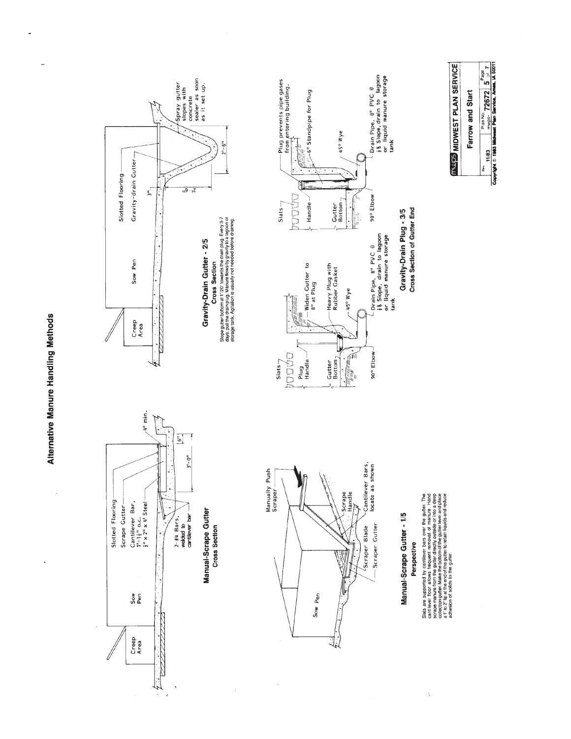# Alternative Manure Handling Methods

Creep Area

Sow Pen

Slotted Flooring

Scrape Gutter

Cantilever Bar, 1'-1½" o.c. ½" x 2" x 4' Steel

2- #4 Bars, welded to cantilever bar

6"

3'-0"

4" min.

## Manual-Scrape Gutter
### Cross Section

Manually Push Scraper

Sow Pen

Scrape Handle

Scraper Blade

Scraper Gutter

Cantilever Bars, locate as shown

## Manual-Scrape Gutter - 1/5
### Perspective

Slats are supported by cantilever bars over the gutter. The cantilever floor allows frequent removal of manure. Hand scrape manure from the gutter directly outside or into a deep collection gutter. Make the bottom of the gutter level and place a 1" to 2" lip at the end of the gutter to retain liquids and reduce adhesion of solids to the gutter.

Creep Area

Sow Pen

Slotted Flooring

Gravity-drain Gutter

3"

2'-6"

2'-6"

Spray gutter slopes with concrete sealer as soon as it set up.

## Gravity-Drain Gutter - 2/5
### Cross Section

Slope gutter bottom at 1":20' towards the drain plug. Every 3-7 days, pull the drain plug. Manure flows by gravity to a lagoon or storage tank. Agitation is usually not needed before draining.

Slats

Plug Handle

Gutter Bottom

90° Elbow

Widen Gutter to 8" at Plug

Heavy Plug with Rubber Gasket

45° Wye

Drain Pipe, 8" PVC @ ⅛ Slope, drain to lagoon or liquid manure storage tank

Slats

Handle

Gutter Bottom

90° Elbow

Plug prevents pipe gases from entering building.

6" Standpipe for Plug

45° Wye

Drain Pipe, 8" PVC @ ⅛ Slope, drain to lagoon or liquid manure storage tank

## Gravity-Drain Plug - 3/5
### Cross Section of Gutter End

MWPS MIDWEST PLAN SERVICE

Farrow and Start

Rev. 11/83 | Plan No. MWPS- 72672 | Page 5 of 7

Copyright © 1983 Midwest Plan Service, Ames, IA 50011